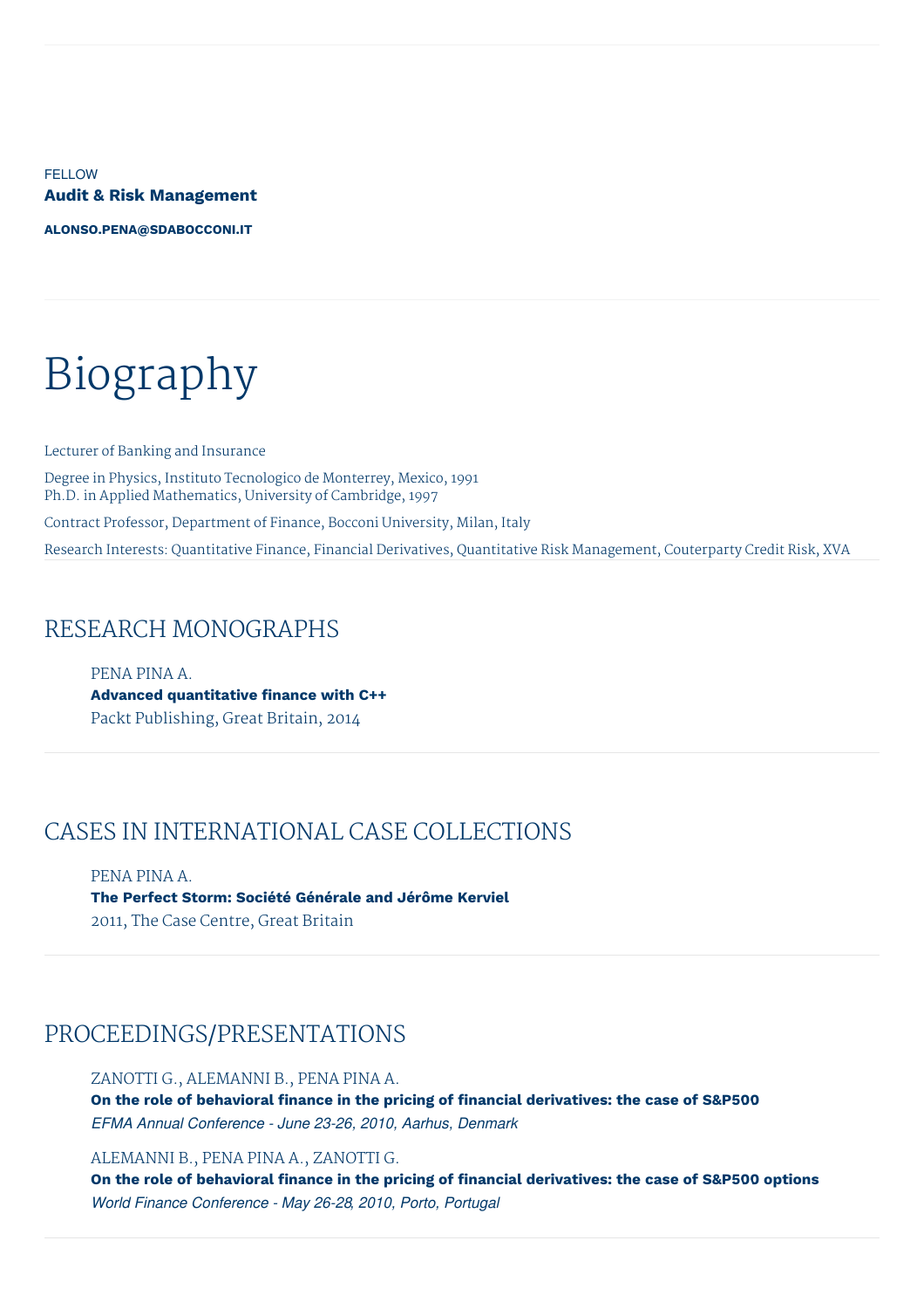FELLOW

**Audit & Risk Management**

**ALONSO.PENA@SDABOCCONI.IT**

# Biography

Lecturer of Banking and Insurance

Degree in Physics, Instituto Tecnologico de Monterrey, Mexico, 1991
Ph.D. in Applied Mathematics, University of Cambridge, 1997

Contract Professor, Department of Finance, Bocconi University, Milan, Italy

Research Interests: Quantitative Finance, Financial Derivatives, Quantitative Risk Management, Couterparty Credit Risk, XVA

## RESEARCH MONOGRAPHS

PENA PINA A.
**Advanced quantitative finance with C++**
Packt Publishing, Great Britain, 2014

## CASES IN INTERNATIONAL CASE COLLECTIONS

PENA PINA A.
**The Perfect Storm: Société Générale and Jérôme Kerviel**
2011, The Case Centre, Great Britain

## PROCEEDINGS/PRESENTATIONS

ZANOTTI G., ALEMANNI B., PENA PINA A.
**On the role of behavioral finance in the pricing of financial derivatives: the case of S&P500**
*EFMA Annual Conference - June 23-26, 2010, Aarhus, Denmark*

ALEMANNI B., PENA PINA A., ZANOTTI G.
**On the role of behavioral finance in the pricing of financial derivatives: the case of S&P500 options**
*World Finance Conference - May 26-28, 2010, Porto, Portugal*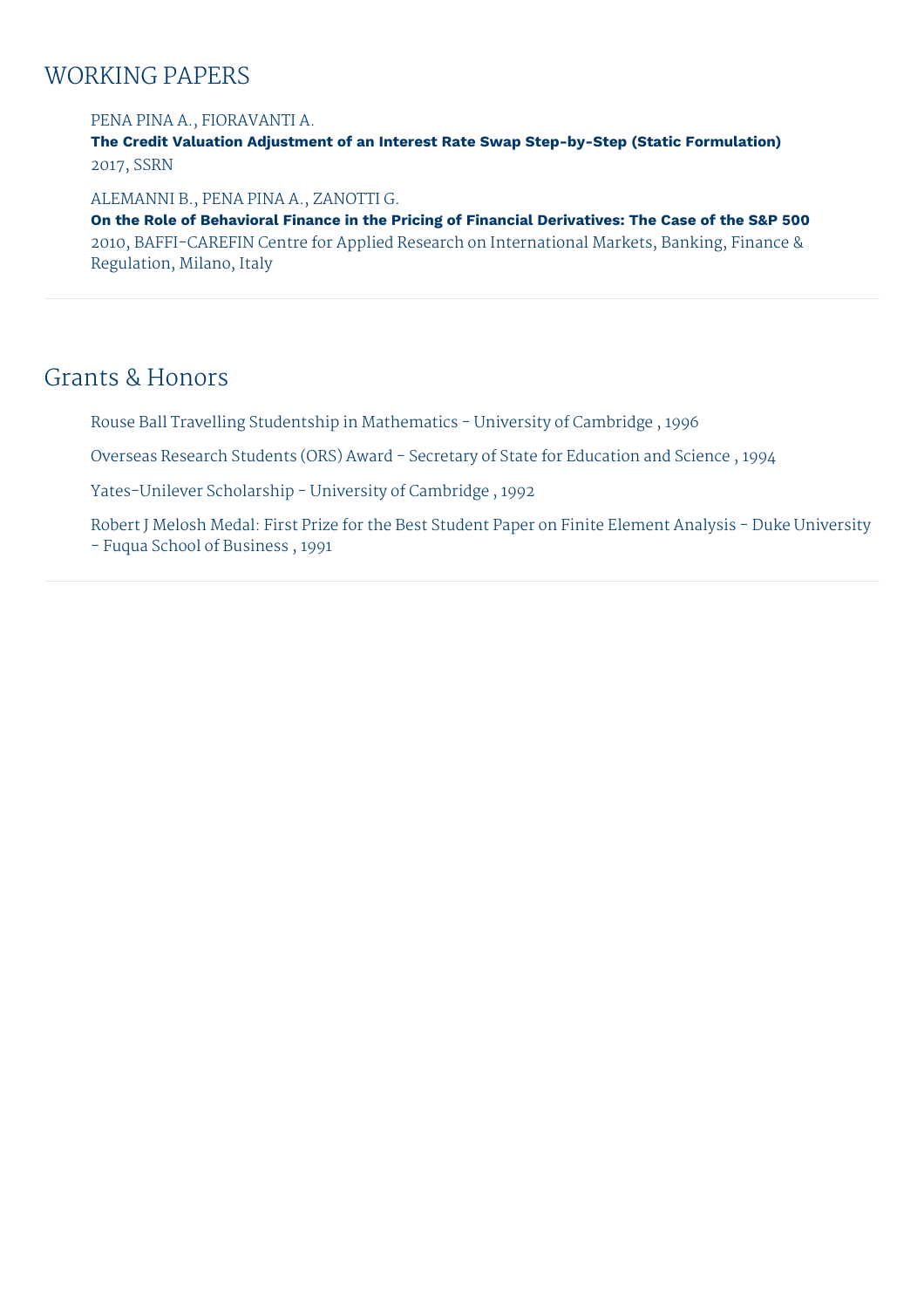## WORKING PAPERS

PENA PINA A., FIORAVANTI A.
**The Credit Valuation Adjustment of an Interest Rate Swap Step-by-Step (Static Formulation)**
2017, SSRN

ALEMANNI B., PENA PINA A., ZANOTTI G.
**On the Role of Behavioral Finance in the Pricing of Financial Derivatives: The Case of the S&P 500**
2010, BAFFI-CAREFIN Centre for Applied Research on International Markets, Banking, Finance & Regulation, Milano, Italy

## Grants & Honors

Rouse Ball Travelling Studentship in Mathematics - University of Cambridge , 1996

Overseas Research Students (ORS) Award - Secretary of State for Education and Science , 1994

Yates-Unilever Scholarship - University of Cambridge , 1992

Robert J Melosh Medal: First Prize for the Best Student Paper on Finite Element Analysis - Duke University - Fuqua School of Business , 1991